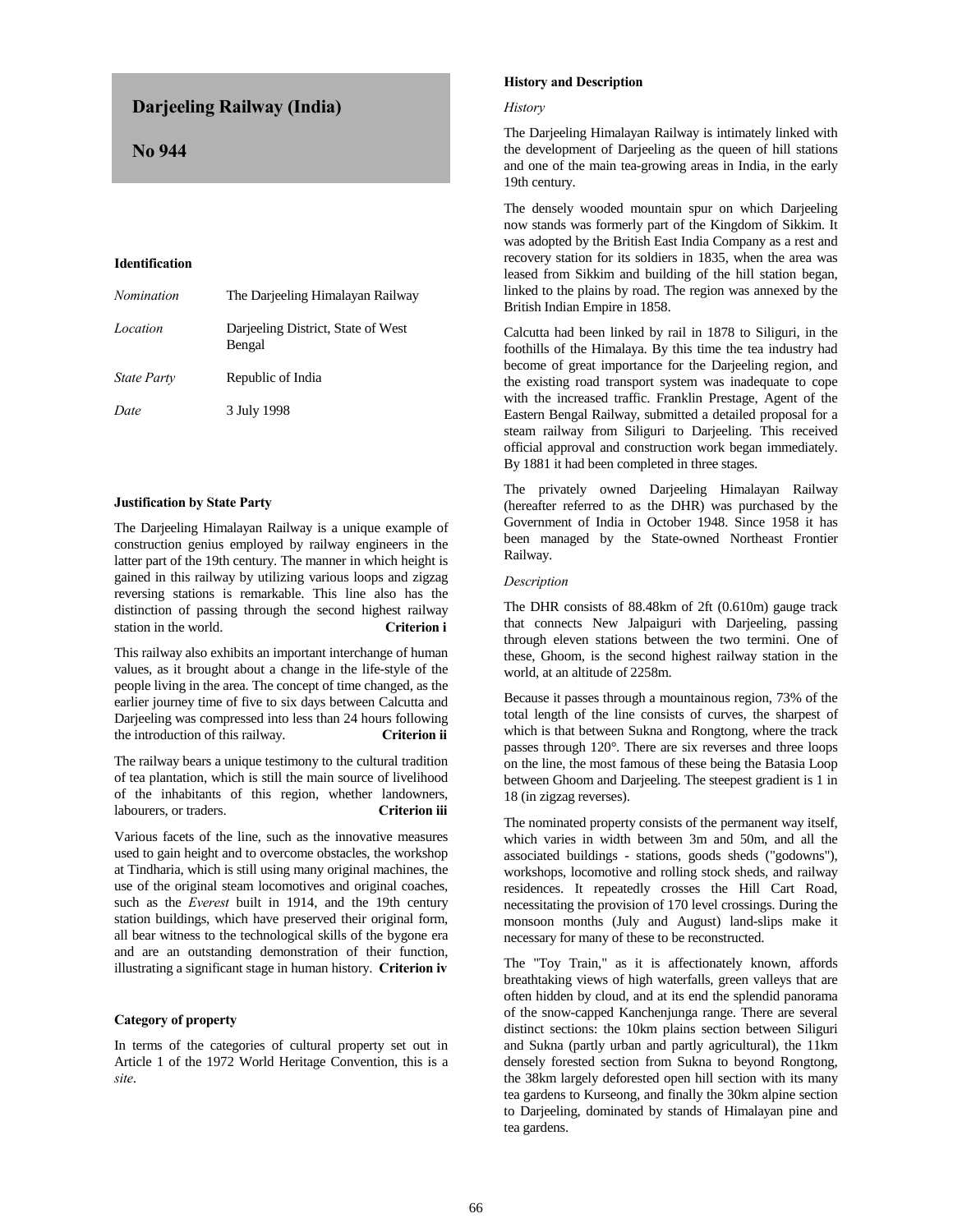# Darjeeling Railway (India)

## No 944

### Identification

| | |
|---|---|
| *Nomination* | The Darjeeling Himalayan Railway |
| *Location* | Darjeeling District, State of West Bengal |
| *State Party* | Republic of India |
| *Date* | 3 July 1998 |

### Justification by State Party

The Darjeeling Himalayan Railway is a unique example of construction genius employed by railway engineers in the latter part of the 19th century. The manner in which height is gained in this railway by utilizing various loops and zigzag reversing stations is remarkable. This line also has the distinction of passing through the second highest railway station in the world. **Criterion i**

This railway also exhibits an important interchange of human values, as it brought about a change in the life-style of the people living in the area. The concept of time changed, as the earlier journey time of five to six days between Calcutta and Darjeeling was compressed into less than 24 hours following the introduction of this railway. **Criterion ii**

The railway bears a unique testimony to the cultural tradition of tea plantation, which is still the main source of livelihood of the inhabitants of this region, whether landowners, labourers, or traders. **Criterion iii**

Various facets of the line, such as the innovative measures used to gain height and to overcome obstacles, the workshop at Tindharia, which is still using many original machines, the use of the original steam locomotives and original coaches, such as the *Everest* built in 1914, and the 19th century station buildings, which have preserved their original form, all bear witness to the technological skills of the bygone era and are an outstanding demonstration of their function, illustrating a significant stage in human history. **Criterion iv**

### Category of property

In terms of the categories of cultural property set out in Article 1 of the 1972 World Heritage Convention, this is a *site*.

### History and Description

*History*

The Darjeeling Himalayan Railway is intimately linked with the development of Darjeeling as the queen of hill stations and one of the main tea-growing areas in India, in the early 19th century.

The densely wooded mountain spur on which Darjeeling now stands was formerly part of the Kingdom of Sikkim. It was adopted by the British East India Company as a rest and recovery station for its soldiers in 1835, when the area was leased from Sikkim and building of the hill station began, linked to the plains by road. The region was annexed by the British Indian Empire in 1858.

Calcutta had been linked by rail in 1878 to Siliguri, in the foothills of the Himalaya. By this time the tea industry had become of great importance for the Darjeeling region, and the existing road transport system was inadequate to cope with the increased traffic. Franklin Prestage, Agent of the Eastern Bengal Railway, submitted a detailed proposal for a steam railway from Siliguri to Darjeeling. This received official approval and construction work began immediately. By 1881 it had been completed in three stages.

The privately owned Darjeeling Himalayan Railway (hereafter referred to as the DHR) was purchased by the Government of India in October 1948. Since 1958 it has been managed by the State-owned Northeast Frontier Railway.

*Description*

The DHR consists of 88.48km of 2ft (0.610m) gauge track that connects New Jalpaiguri with Darjeeling, passing through eleven stations between the two termini. One of these, Ghoom, is the second highest railway station in the world, at an altitude of 2258m.

Because it passes through a mountainous region, 73% of the total length of the line consists of curves, the sharpest of which is that between Sukna and Rongtong, where the track passes through 120°. There are six reverses and three loops on the line, the most famous of these being the Batasia Loop between Ghoom and Darjeeling. The steepest gradient is 1 in 18 (in zigzag reverses).

The nominated property consists of the permanent way itself, which varies in width between 3m and 50m, and all the associated buildings - stations, goods sheds ("godowns"), workshops, locomotive and rolling stock sheds, and railway residences. It repeatedly crosses the Hill Cart Road, necessitating the provision of 170 level crossings. During the monsoon months (July and August) land-slips make it necessary for many of these to be reconstructed.

The "Toy Train," as it is affectionately known, affords breathtaking views of high waterfalls, green valleys that are often hidden by cloud, and at its end the splendid panorama of the snow-capped Kanchenjunga range. There are several distinct sections: the 10km plains section between Siliguri and Sukna (partly urban and partly agricultural), the 11km densely forested section from Sukna to beyond Rongtong, the 38km largely deforested open hill section with its many tea gardens to Kurseong, and finally the 30km alpine section to Darjeeling, dominated by stands of Himalayan pine and tea gardens.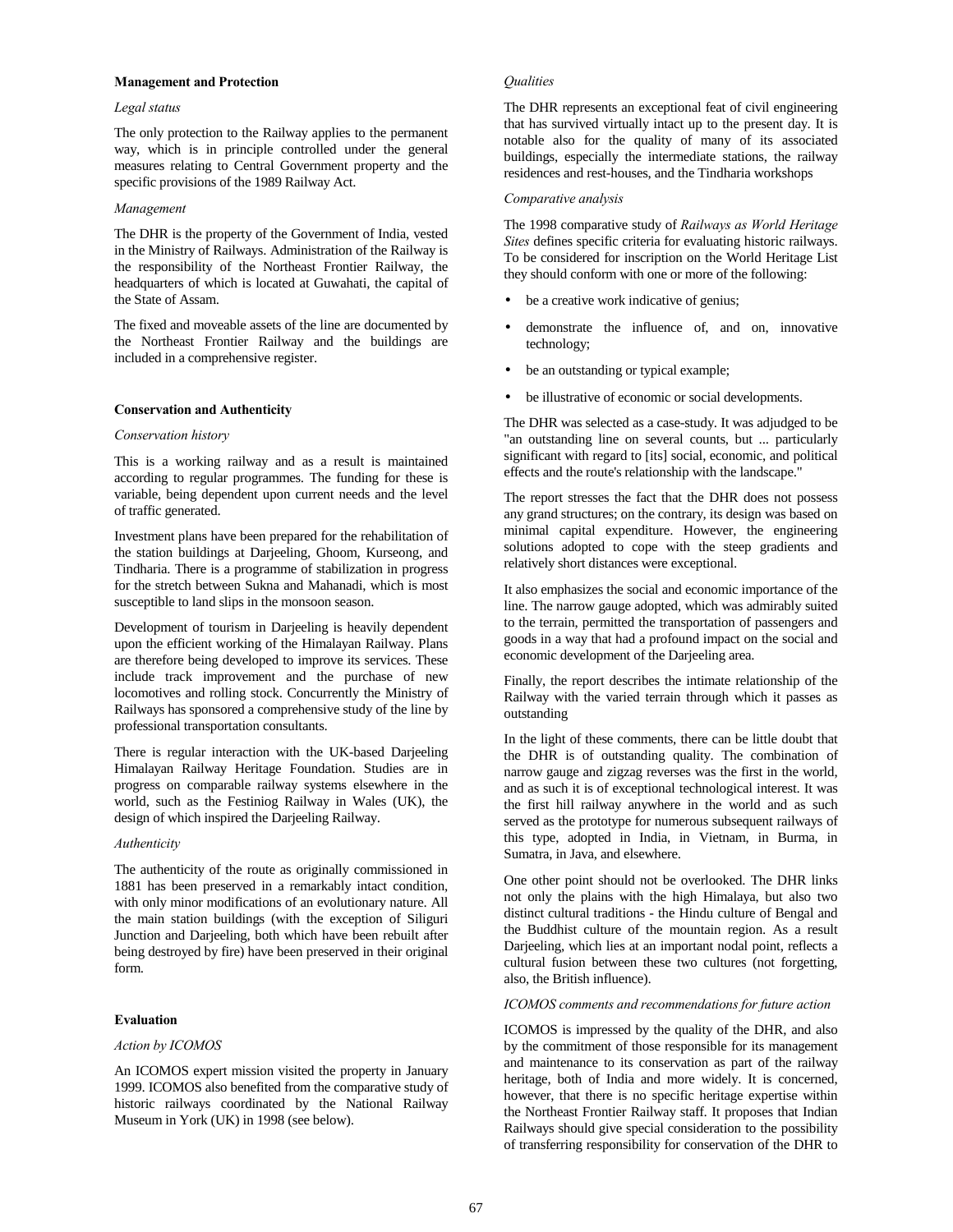**Management and Protection**

*Legal status*

The only protection to the Railway applies to the permanent way, which is in principle controlled under the general measures relating to Central Government property and the specific provisions of the 1989 Railway Act.

*Management*

The DHR is the property of the Government of India, vested in the Ministry of Railways. Administration of the Railway is the responsibility of the Northeast Frontier Railway, the headquarters of which is located at Guwahati, the capital of the State of Assam.

The fixed and moveable assets of the line are documented by the Northeast Frontier Railway and the buildings are included in a comprehensive register.

**Conservation and Authenticity**

*Conservation history*

This is a working railway and as a result is maintained according to regular programmes. The funding for these is variable, being dependent upon current needs and the level of traffic generated.

Investment plans have been prepared for the rehabilitation of the station buildings at Darjeeling, Ghoom, Kurseong, and Tindharia. There is a programme of stabilization in progress for the stretch between Sukna and Mahanadi, which is most susceptible to land slips in the monsoon season.

Development of tourism in Darjeeling is heavily dependent upon the efficient working of the Himalayan Railway. Plans are therefore being developed to improve its services. These include track improvement and the purchase of new locomotives and rolling stock. Concurrently the Ministry of Railways has sponsored a comprehensive study of the line by professional transportation consultants.

There is regular interaction with the UK-based Darjeeling Himalayan Railway Heritage Foundation. Studies are in progress on comparable railway systems elsewhere in the world, such as the Festiniog Railway in Wales (UK), the design of which inspired the Darjeeling Railway.

*Authenticity*

The authenticity of the route as originally commissioned in 1881 has been preserved in a remarkably intact condition, with only minor modifications of an evolutionary nature. All the main station buildings (with the exception of Siliguri Junction and Darjeeling, both which have been rebuilt after being destroyed by fire) have been preserved in their original form.

**Evaluation**

*Action by ICOMOS*

An ICOMOS expert mission visited the property in January 1999. ICOMOS also benefited from the comparative study of historic railways coordinated by the National Railway Museum in York (UK) in 1998 (see below).

*Qualities*

The DHR represents an exceptional feat of civil engineering that has survived virtually intact up to the present day. It is notable also for the quality of many of its associated buildings, especially the intermediate stations, the railway residences and rest-houses, and the Tindharia workshops

*Comparative analysis*

The 1998 comparative study of *Railways as World Heritage Sites* defines specific criteria for evaluating historic railways. To be considered for inscription on the World Heritage List they should conform with one or more of the following:

- be a creative work indicative of genius;
- demonstrate the influence of, and on, innovative technology;
- be an outstanding or typical example;
- be illustrative of economic or social developments.

The DHR was selected as a case-study. It was adjudged to be "an outstanding line on several counts, but ... particularly significant with regard to [its] social, economic, and political effects and the route's relationship with the landscape."

The report stresses the fact that the DHR does not possess any grand structures; on the contrary, its design was based on minimal capital expenditure. However, the engineering solutions adopted to cope with the steep gradients and relatively short distances were exceptional.

It also emphasizes the social and economic importance of the line. The narrow gauge adopted, which was admirably suited to the terrain, permitted the transportation of passengers and goods in a way that had a profound impact on the social and economic development of the Darjeeling area.

Finally, the report describes the intimate relationship of the Railway with the varied terrain through which it passes as outstanding

In the light of these comments, there can be little doubt that the DHR is of outstanding quality. The combination of narrow gauge and zigzag reverses was the first in the world, and as such it is of exceptional technological interest. It was the first hill railway anywhere in the world and as such served as the prototype for numerous subsequent railways of this type, adopted in India, in Vietnam, in Burma, in Sumatra, in Java, and elsewhere.

One other point should not be overlooked. The DHR links not only the plains with the high Himalaya, but also two distinct cultural traditions - the Hindu culture of Bengal and the Buddhist culture of the mountain region. As a result Darjeeling, which lies at an important nodal point, reflects a cultural fusion between these two cultures (not forgetting, also, the British influence).

*ICOMOS comments and recommendations for future action*

ICOMOS is impressed by the quality of the DHR, and also by the commitment of those responsible for its management and maintenance to its conservation as part of the railway heritage, both of India and more widely. It is concerned, however, that there is no specific heritage expertise within the Northeast Frontier Railway staff. It proposes that Indian Railways should give special consideration to the possibility of transferring responsibility for conservation of the DHR to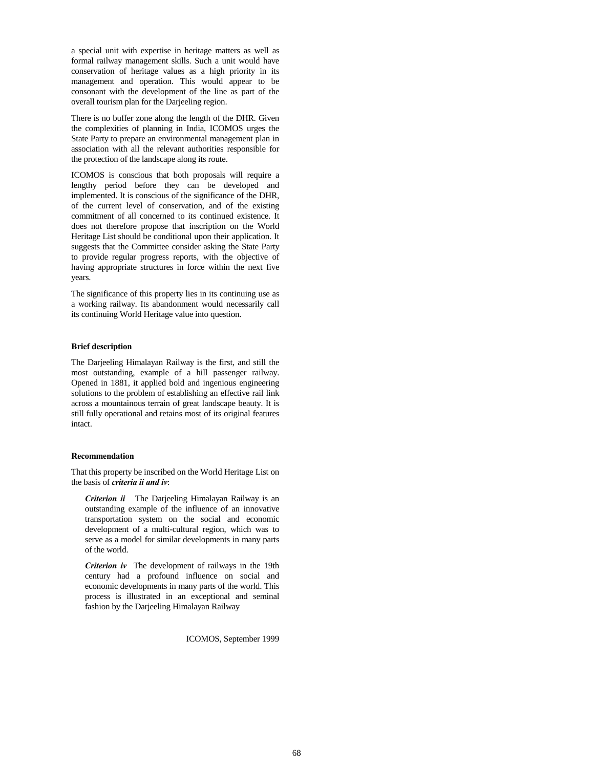a special unit with expertise in heritage matters as well as formal railway management skills. Such a unit would have conservation of heritage values as a high priority in its management and operation. This would appear to be consonant with the development of the line as part of the overall tourism plan for the Darjeeling region.

There is no buffer zone along the length of the DHR. Given the complexities of planning in India, ICOMOS urges the State Party to prepare an environmental management plan in association with all the relevant authorities responsible for the protection of the landscape along its route.

ICOMOS is conscious that both proposals will require a lengthy period before they can be developed and implemented. It is conscious of the significance of the DHR, of the current level of conservation, and of the existing commitment of all concerned to its continued existence. It does not therefore propose that inscription on the World Heritage List should be conditional upon their application. It suggests that the Committee consider asking the State Party to provide regular progress reports, with the objective of having appropriate structures in force within the next five years.

The significance of this property lies in its continuing use as a working railway. Its abandonment would necessarily call its continuing World Heritage value into question.

**Brief description**

The Darjeeling Himalayan Railway is the first, and still the most outstanding, example of a hill passenger railway. Opened in 1881, it applied bold and ingenious engineering solutions to the problem of establishing an effective rail link across a mountainous terrain of great landscape beauty. It is still fully operational and retains most of its original features intact.

**Recommendation**

That this property be inscribed on the World Heritage List on the basis of ***criteria ii and iv***:

> ***Criterion ii*** The Darjeeling Himalayan Railway is an outstanding example of the influence of an innovative transportation system on the social and economic development of a multi-cultural region, which was to serve as a model for similar developments in many parts of the world.
>
> ***Criterion iv*** The development of railways in the 19th century had a profound influence on social and economic developments in many parts of the world. This process is illustrated in an exceptional and seminal fashion by the Darjeeling Himalayan Railway

ICOMOS, September 1999